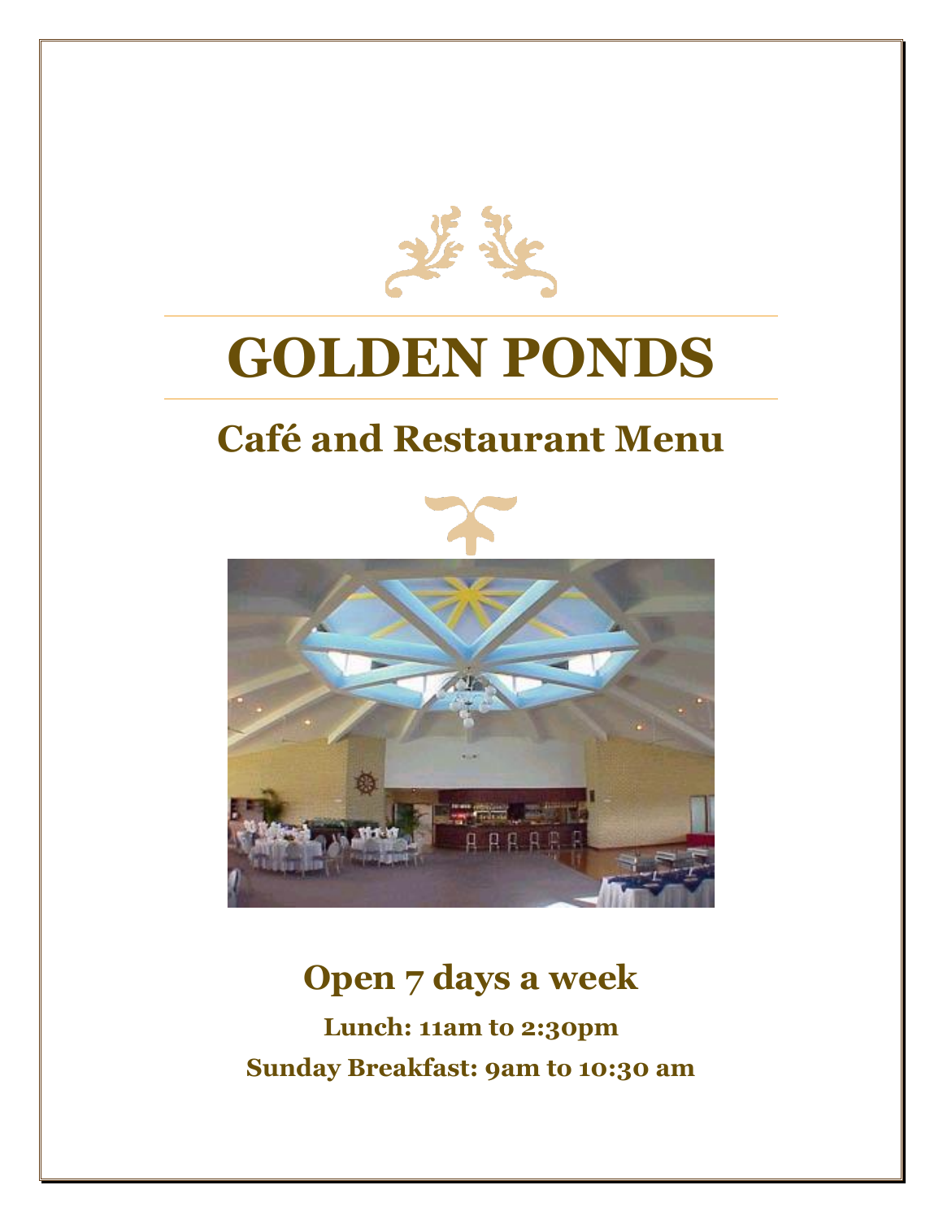# GOLDEN PONDS

## Café and Restaurant Menu

## Open 7 days a week

**Lunch: 11am to 2:30pm**

**Sunday Breakfast: 9am to 10:30 am**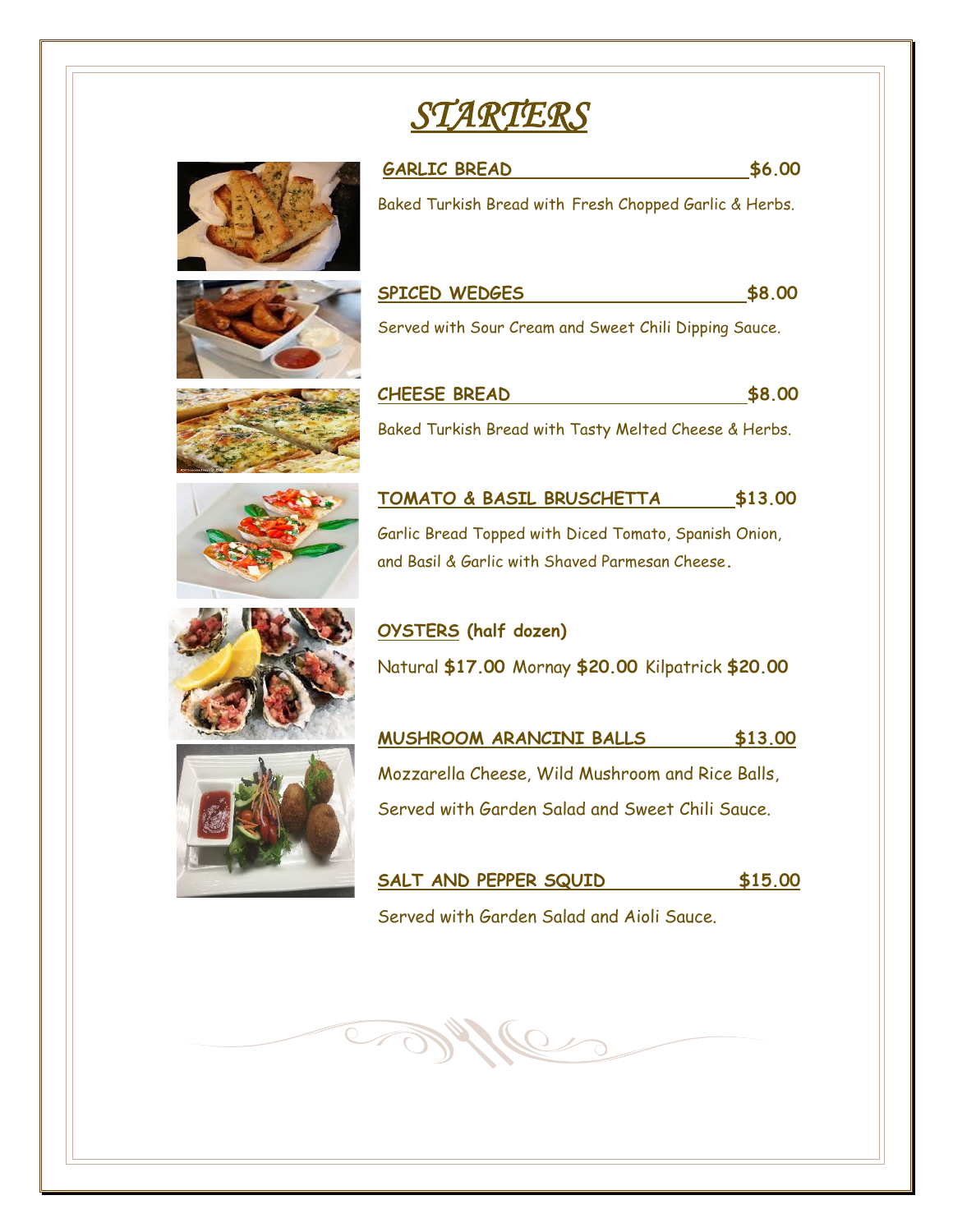# *STARTERS*

**GARLIC BREAD** **$6.00**

Baked Turkish Bread with Fresh Chopped Garlic & Herbs.

**SPICED WEDGES** **$8.00**

Served with Sour Cream and Sweet Chili Dipping Sauce.

**CHEESE BREAD** **$8.00**

Baked Turkish Bread with Tasty Melted Cheese & Herbs.

**TOMATO & BASIL BRUSCHETTA** **$13.00**

Garlic Bread Topped with Diced Tomato, Spanish Onion, and Basil & Garlic with Shaved Parmesan Cheese.

**OYSTERS (half dozen)**

Natural **$17.00** Mornay **$20.00** Kilpatrick **$20.00**

**MUSHROOM ARANCINI BALLS** **$13.00**

Mozzarella Cheese, Wild Mushroom and Rice Balls, Served with Garden Salad and Sweet Chili Sauce.

**SALT AND PEPPER SQUID** **$15.00**

Served with Garden Salad and Aioli Sauce.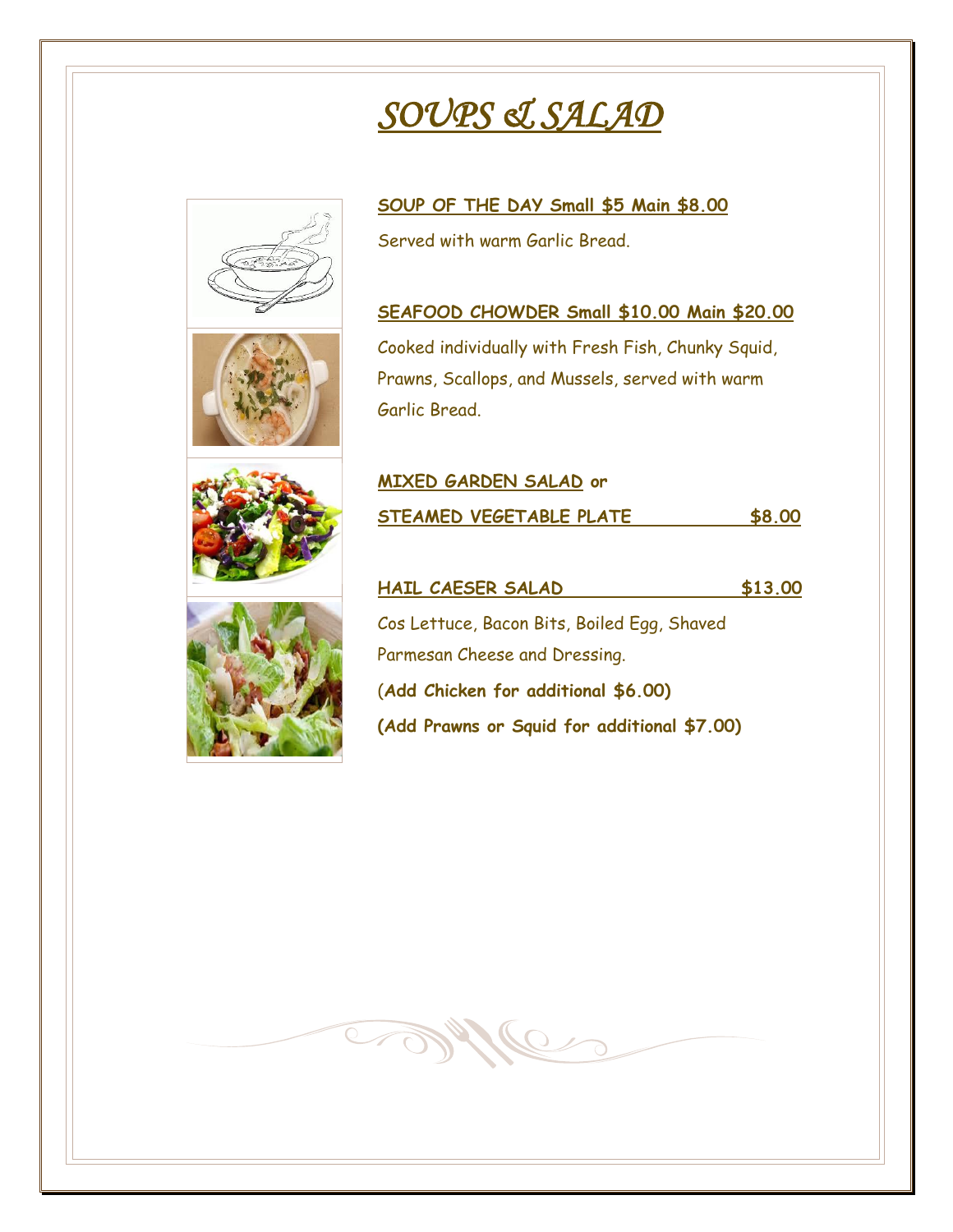# *SOUPS & SALAD*

**SOUP OF THE DAY Small $5 Main $8.00**

Served with warm Garlic Bread.

**SEAFOOD CHOWDER Small $10.00 Main $20.00**

Cooked individually with Fresh Fish, Chunky Squid, Prawns, Scallops, and Mussels, served with warm Garlic Bread.

**MIXED GARDEN SALAD or**

**STEAMED VEGETABLE PLATE $8.00**

**HAIL CAESER SALAD $13.00**

Cos Lettuce, Bacon Bits, Boiled Egg, Shaved Parmesan Cheese and Dressing.

**(Add Chicken for additional $6.00)**

**(Add Prawns or Squid for additional $7.00)**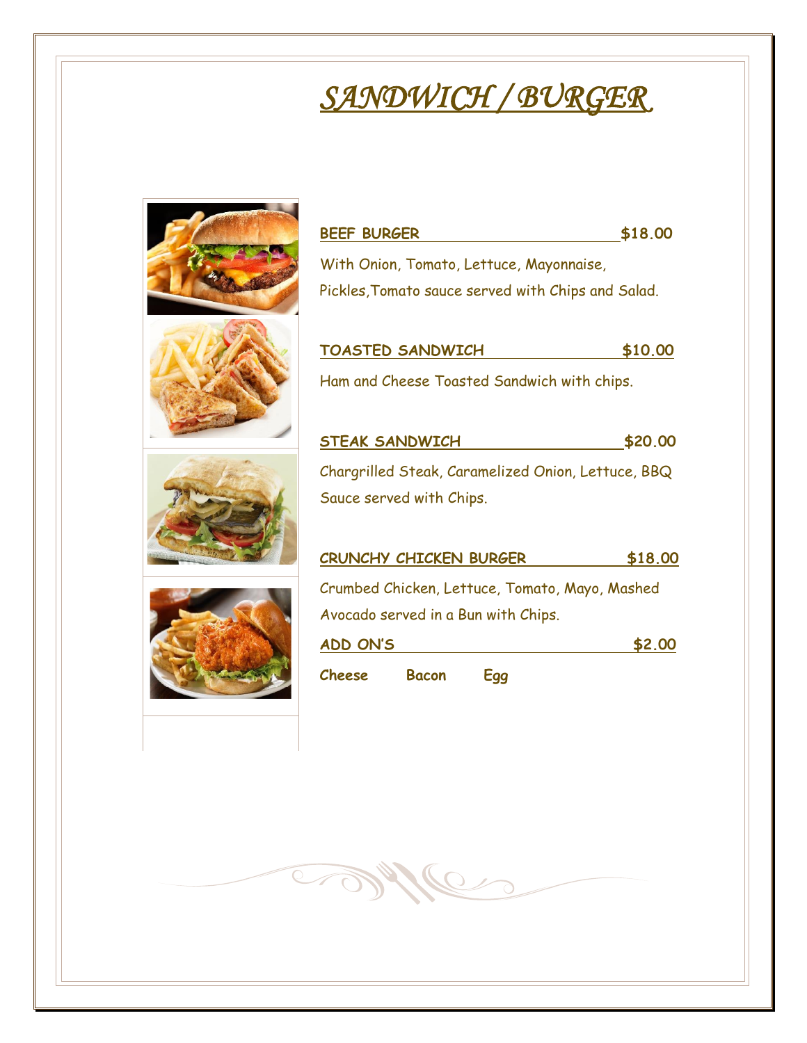# *SANDWICH / BURGER*

**BEEF BURGER** **$18.00**

With Onion, Tomato, Lettuce, Mayonnaise, Pickles,Tomato sauce served with Chips and Salad.

**TOASTED SANDWICH** **$10.00**

Ham and Cheese Toasted Sandwich with chips.

**STEAK SANDWICH** **$20.00**

Chargrilled Steak, Caramelized Onion, Lettuce, BBQ Sauce served with Chips.

**CRUNCHY CHICKEN BURGER** **$18.00**

Crumbed Chicken, Lettuce, Tomato, Mayo, Mashed Avocado served in a Bun with Chips.

**ADD ON'S** **$2.00**

**Cheese** **Bacon** **Egg**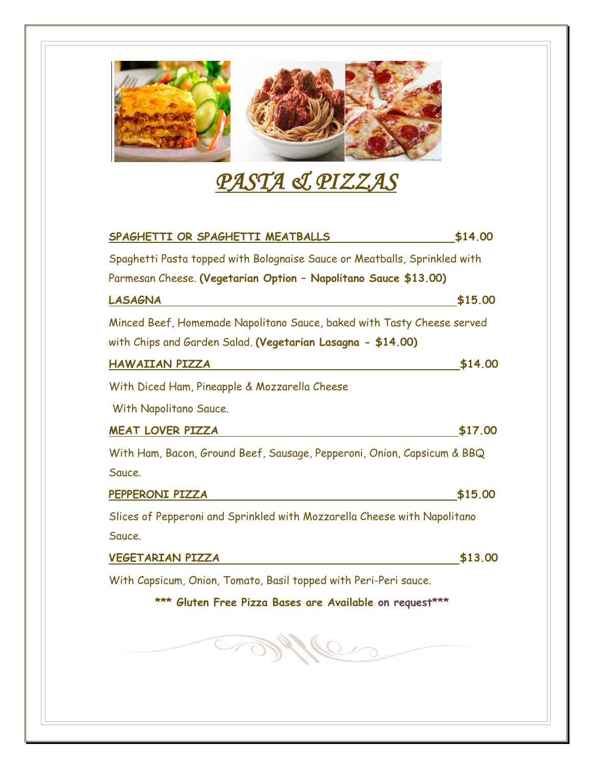# *PASTA & PIZZAS*

**SPAGHETTI OR SPAGHETTI MEATBALLS** **$14.00**

Spaghetti Pasta topped with Bolognaise Sauce or Meatballs, Sprinkled with Parmesan Cheese. **(Vegetarian Option – Napolitano Sauce $13.00)**

**LASAGNA** **$15.00**

Minced Beef, Homemade Napolitano Sauce, baked with Tasty Cheese served with Chips and Garden Salad. **(Vegetarian Lasagna - $14.00)**

**HAWAIIAN PIZZA** **$14.00**

With Diced Ham, Pineapple & Mozzarella Cheese

With Napolitano Sauce.

**MEAT LOVER PIZZA** **$17.00**

With Ham, Bacon, Ground Beef, Sausage, Pepperoni, Onion, Capsicum & BBQ Sauce.

**PEPPERONI PIZZA** **$15.00**

Slices of Pepperoni and Sprinkled with Mozzarella Cheese with Napolitano Sauce.

**VEGETARIAN PIZZA** **$13.00**

With Capsicum, Onion, Tomato, Basil topped with Peri-Peri sauce.

**\*\*\* Gluten Free Pizza Bases are Available on request\*\*\***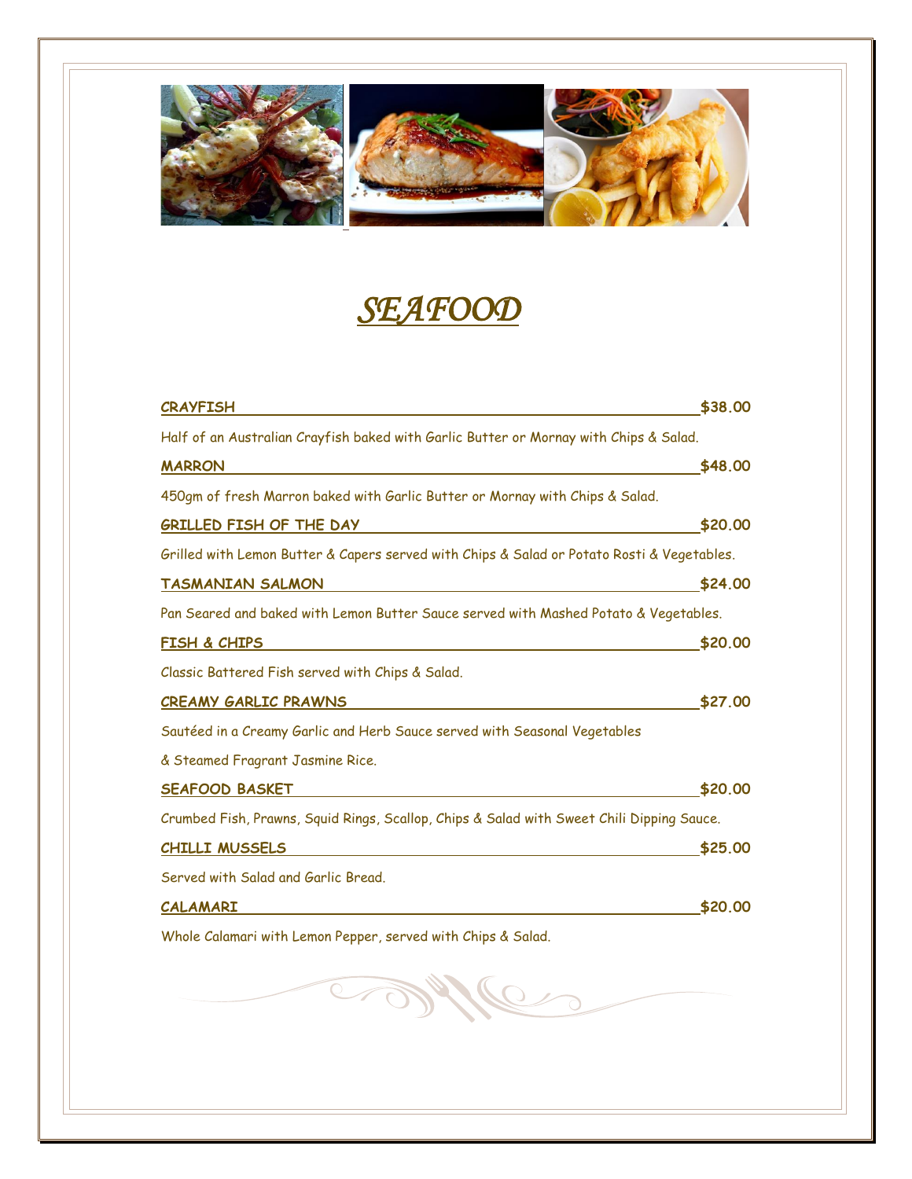# *SEAFOOD*

**CRAYFISH** **$38.00**

Half of an Australian Crayfish baked with Garlic Butter or Mornay with Chips & Salad.

**MARRON** **$48.00**

450gm of fresh Marron baked with Garlic Butter or Mornay with Chips & Salad.

**GRILLED FISH OF THE DAY** **$20.00**

Grilled with Lemon Butter & Capers served with Chips & Salad or Potato Rosti & Vegetables.

**TASMANIAN SALMON** **$24.00**

Pan Seared and baked with Lemon Butter Sauce served with Mashed Potato & Vegetables.

**FISH & CHIPS** **$20.00**

Classic Battered Fish served with Chips & Salad.

**CREAMY GARLIC PRAWNS** **$27.00**

Sautéed in a Creamy Garlic and Herb Sauce served with Seasonal Vegetables

& Steamed Fragrant Jasmine Rice.

**SEAFOOD BASKET** **$20.00**

Crumbed Fish, Prawns, Squid Rings, Scallop, Chips & Salad with Sweet Chili Dipping Sauce.

**CHILLI MUSSELS** **$25.00**

Served with Salad and Garlic Bread.

**CALAMARI** **$20.00**

Whole Calamari with Lemon Pepper, served with Chips & Salad.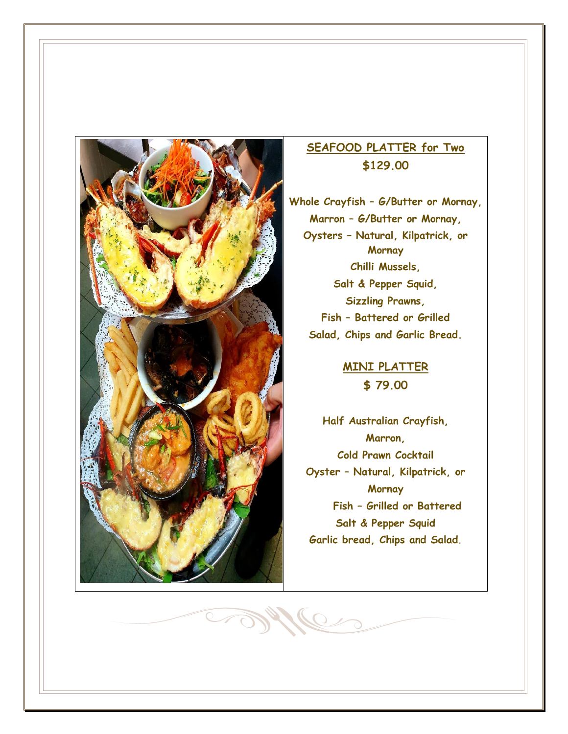## SEAFOOD PLATTER for Two

**$129.00**

**Whole Crayfish – G/Butter or Mornay,**
**Marron – G/Butter or Mornay,**
**Oysters – Natural, Kilpatrick, or Mornay**
**Chilli Mussels,**
**Salt & Pepper Squid,**
**Sizzling Prawns,**
**Fish – Battered or Grilled**
**Salad, Chips and Garlic Bread.**

## MINI PLATTER

**$ 79.00**

**Half Australian Crayfish,**
**Marron,**
**Cold Prawn Cocktail**
**Oyster – Natural, Kilpatrick, or Mornay**
**Fish – Grilled or Battered**
**Salt & Pepper Squid**
**Garlic bread, Chips and Salad.**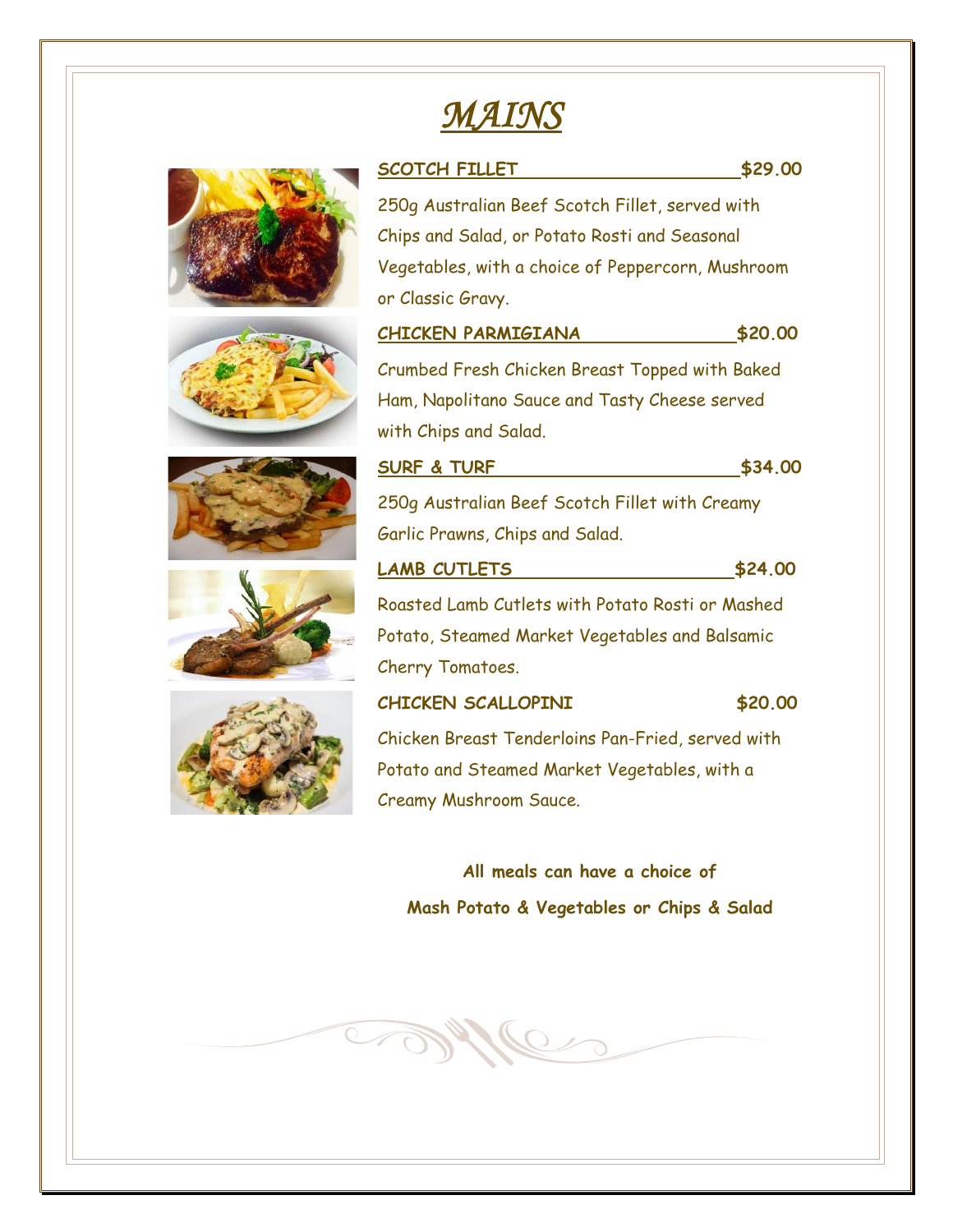# *MAINS*

**SCOTCH FILLET** **$29.00**

250g Australian Beef Scotch Fillet, served with Chips and Salad, or Potato Rosti and Seasonal Vegetables, with a choice of Peppercorn, Mushroom or Classic Gravy.

**CHICKEN PARMIGIANA** **$20.00**

Crumbed Fresh Chicken Breast Topped with Baked Ham, Napolitano Sauce and Tasty Cheese served with Chips and Salad.

**SURF & TURF** **$34.00**

250g Australian Beef Scotch Fillet with Creamy Garlic Prawns, Chips and Salad.

**LAMB CUTLETS** **$24.00**

Roasted Lamb Cutlets with Potato Rosti or Mashed Potato, Steamed Market Vegetables and Balsamic Cherry Tomatoes.

**CHICKEN SCALLOPINI** **$20.00**

Chicken Breast Tenderloins Pan-Fried, served with Potato and Steamed Market Vegetables, with a Creamy Mushroom Sauce.

**All meals can have a choice of**
**Mash Potato & Vegetables or Chips & Salad**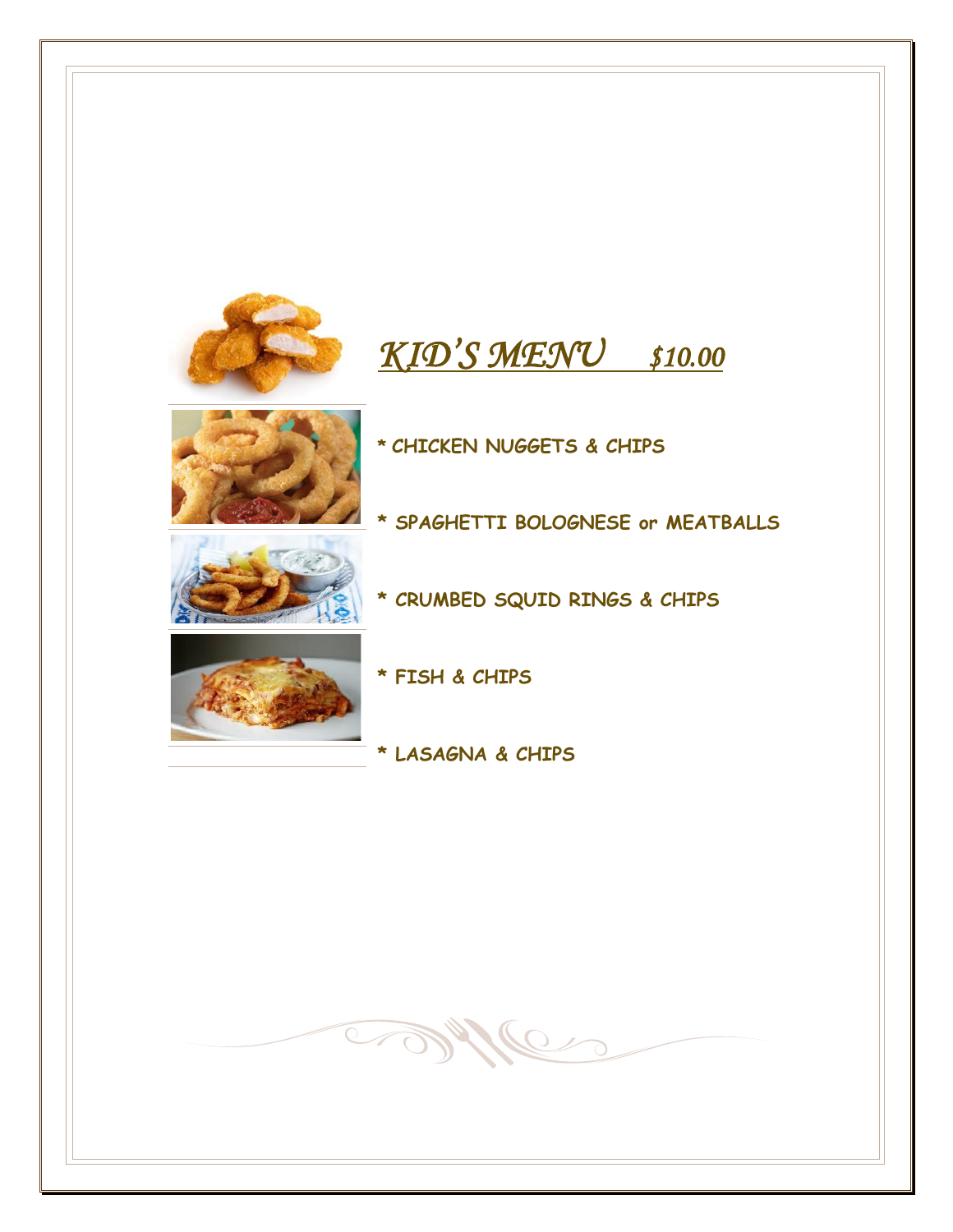# *KID'S MENU $10.00*

**\* CHICKEN NUGGETS & CHIPS**

**\* SPAGHETTI BOLOGNESE or MEATBALLS**

**\* CRUMBED SQUID RINGS & CHIPS**

**\* FISH & CHIPS**

**\* LASAGNA & CHIPS**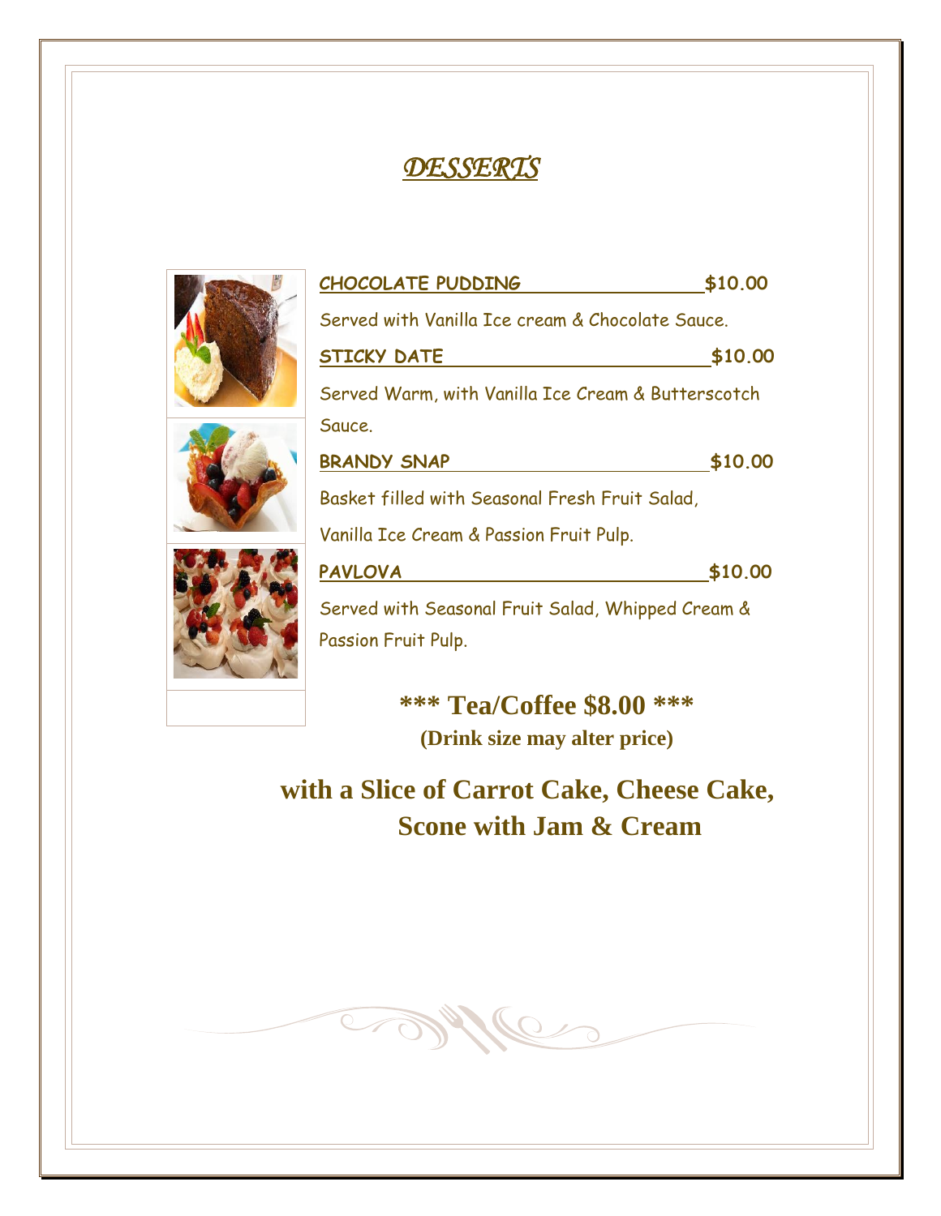# *DESSERTS*

**CHOCOLATE PUDDING** **$10.00**

Served with Vanilla Ice cream & Chocolate Sauce.

**STICKY DATE** **$10.00**

Served Warm, with Vanilla Ice Cream & Butterscotch Sauce.

**BRANDY SNAP** **$10.00**

Basket filled with Seasonal Fresh Fruit Salad, Vanilla Ice Cream & Passion Fruit Pulp.

**PAVLOVA** **$10.00**

Served with Seasonal Fruit Salad, Whipped Cream & Passion Fruit Pulp.

**\*\*\* Tea/Coffee $8.00 \*\*\***

**(Drink size may alter price)**

**with a Slice of Carrot Cake, Cheese Cake, Scone with Jam & Cream**